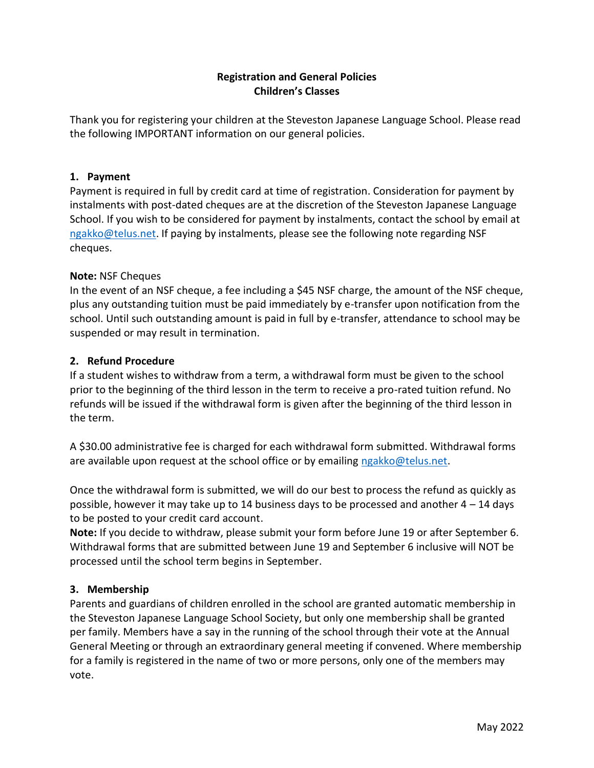# Registration and General Policies
## Children's Classes

Thank you for registering your children at the Steveston Japanese Language School. Please read the following IMPORTANT information on our general policies.

### 1. Payment

Payment is required in full by credit card at time of registration. Consideration for payment by instalments with post-dated cheques are at the discretion of the Steveston Japanese Language School. If you wish to be considered for payment by instalments, contact the school by email at ngakko@telus.net. If paying by instalments, please see the following note regarding NSF cheques.

**Note:** NSF Cheques

In the event of an NSF cheque, a fee including a $45 NSF charge, the amount of the NSF cheque, plus any outstanding tuition must be paid immediately by e-transfer upon notification from the school. Until such outstanding amount is paid in full by e-transfer, attendance to school may be suspended or may result in termination.

### 2. Refund Procedure

If a student wishes to withdraw from a term, a withdrawal form must be given to the school prior to the beginning of the third lesson in the term to receive a pro-rated tuition refund. No refunds will be issued if the withdrawal form is given after the beginning of the third lesson in the term.

A $30.00 administrative fee is charged for each withdrawal form submitted. Withdrawal forms are available upon request at the school office or by emailing ngakko@telus.net.

Once the withdrawal form is submitted, we will do our best to process the refund as quickly as possible, however it may take up to 14 business days to be processed and another 4 – 14 days to be posted to your credit card account.

**Note:** If you decide to withdraw, please submit your form before June 19 or after September 6. Withdrawal forms that are submitted between June 19 and September 6 inclusive will NOT be processed until the school term begins in September.

### 3. Membership

Parents and guardians of children enrolled in the school are granted automatic membership in the Steveston Japanese Language School Society, but only one membership shall be granted per family. Members have a say in the running of the school through their vote at the Annual General Meeting or through an extraordinary general meeting if convened. Where membership for a family is registered in the name of two or more persons, only one of the members may vote.

May 2022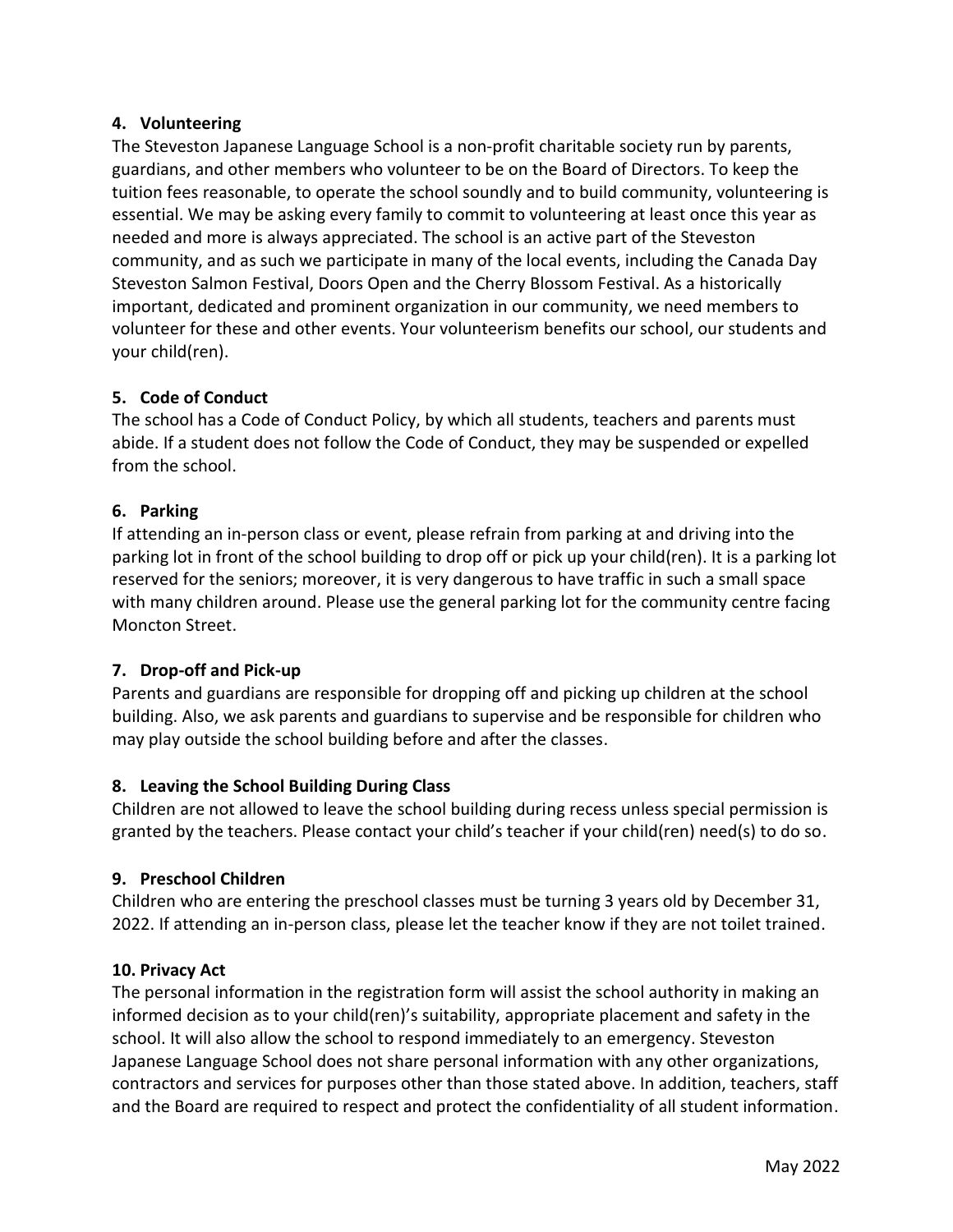**4. Volunteering**

The Steveston Japanese Language School is a non-profit charitable society run by parents, guardians, and other members who volunteer to be on the Board of Directors. To keep the tuition fees reasonable, to operate the school soundly and to build community, volunteering is essential. We may be asking every family to commit to volunteering at least once this year as needed and more is always appreciated. The school is an active part of the Steveston community, and as such we participate in many of the local events, including the Canada Day Steveston Salmon Festival, Doors Open and the Cherry Blossom Festival. As a historically important, dedicated and prominent organization in our community, we need members to volunteer for these and other events. Your volunteerism benefits our school, our students and your child(ren).

**5. Code of Conduct**

The school has a Code of Conduct Policy, by which all students, teachers and parents must abide. If a student does not follow the Code of Conduct, they may be suspended or expelled from the school.

**6. Parking**

If attending an in-person class or event, please refrain from parking at and driving into the parking lot in front of the school building to drop off or pick up your child(ren). It is a parking lot reserved for the seniors; moreover, it is very dangerous to have traffic in such a small space with many children around. Please use the general parking lot for the community centre facing Moncton Street.

**7. Drop-off and Pick-up**

Parents and guardians are responsible for dropping off and picking up children at the school building. Also, we ask parents and guardians to supervise and be responsible for children who may play outside the school building before and after the classes.

**8. Leaving the School Building During Class**

Children are not allowed to leave the school building during recess unless special permission is granted by the teachers. Please contact your child's teacher if your child(ren) need(s) to do so.

**9. Preschool Children**

Children who are entering the preschool classes must be turning 3 years old by December 31, 2022. If attending an in-person class, please let the teacher know if they are not toilet trained.

**10. Privacy Act**

The personal information in the registration form will assist the school authority in making an informed decision as to your child(ren)'s suitability, appropriate placement and safety in the school. It will also allow the school to respond immediately to an emergency. Steveston Japanese Language School does not share personal information with any other organizations, contractors and services for purposes other than those stated above. In addition, teachers, staff and the Board are required to respect and protect the confidentiality of all student information.

May 2022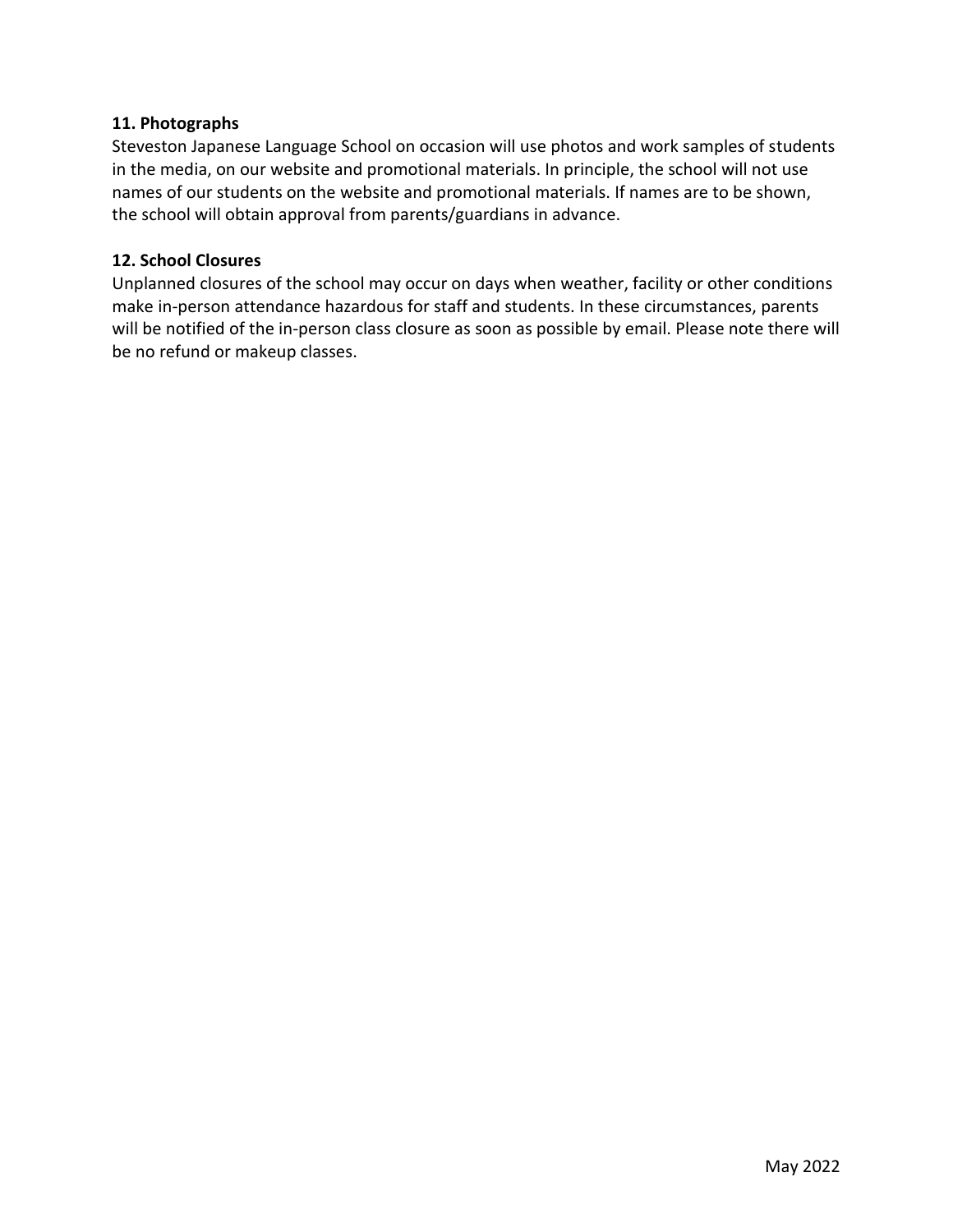**11. Photographs**

Steveston Japanese Language School on occasion will use photos and work samples of students in the media, on our website and promotional materials. In principle, the school will not use names of our students on the website and promotional materials. If names are to be shown, the school will obtain approval from parents/guardians in advance.

**12. School Closures**

Unplanned closures of the school may occur on days when weather, facility or other conditions make in-person attendance hazardous for staff and students. In these circumstances, parents will be notified of the in-person class closure as soon as possible by email. Please note there will be no refund or makeup classes.

May 2022